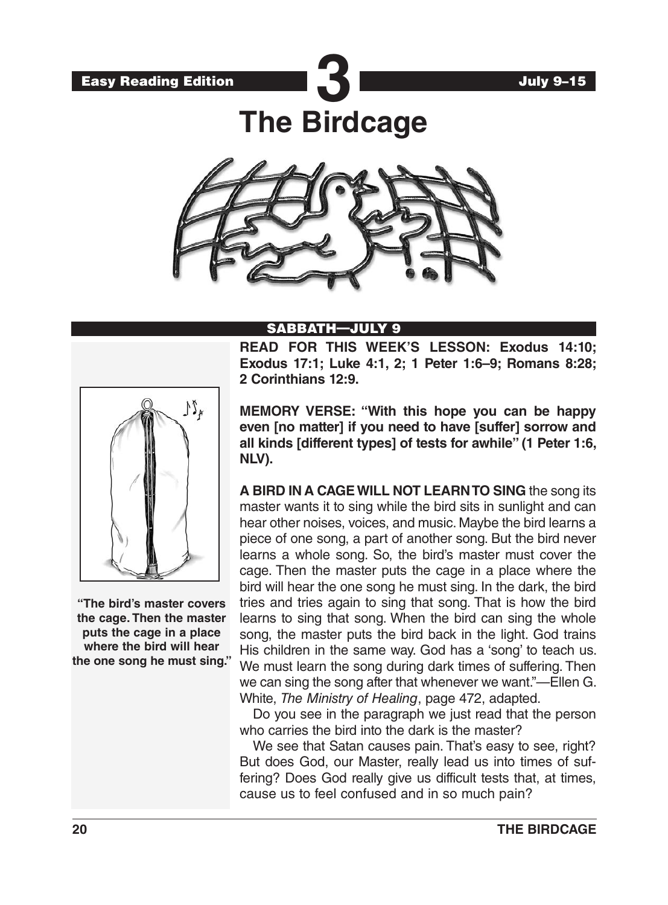Easy Reading Edition

# 3

July 9–15

# The Birdcage

## SABBATH—JULY 9

**READ FOR THIS WEEK'S LESSON: Exodus 14:10; Exodus 17:1; Luke 4:1, 2; 1 Peter 1:6–9; Romans 8:28; 2 Corinthians 12:9.**

**MEMORY VERSE: "With this hope you can be happy even [no matter] if you need to have [suffer] sorrow and all kinds [different types] of tests for awhile" (1 Peter 1:6, NLV).**

**A BIRD IN A CAGE WILL NOT LEARN TO SING** the song its master wants it to sing while the bird sits in sunlight and can hear other noises, voices, and music. Maybe the bird learns a piece of one song, a part of another song. But the bird never learns a whole song. So, the bird's master must cover the cage. Then the master puts the cage in a place where the bird will hear the one song he must sing. In the dark, the bird tries and tries again to sing that song. That is how the bird learns to sing that song. When the bird can sing the whole song, the master puts the bird back in the light. God trains His children in the same way. God has a 'song' to teach us. We must learn the song during dark times of suffering. Then we can sing the song after that whenever we want."—Ellen G. White, *The Ministry of Healing*, page 472, adapted.

**"The bird's master covers the cage. Then the master puts the cage in a place where the bird will hear the one song he must sing."**

Do you see in the paragraph we just read that the person who carries the bird into the dark is the master?

We see that Satan causes pain. That's easy to see, right? But does God, our Master, really lead us into times of suffering? Does God really give us difficult tests that, at times, cause us to feel confused and in so much pain?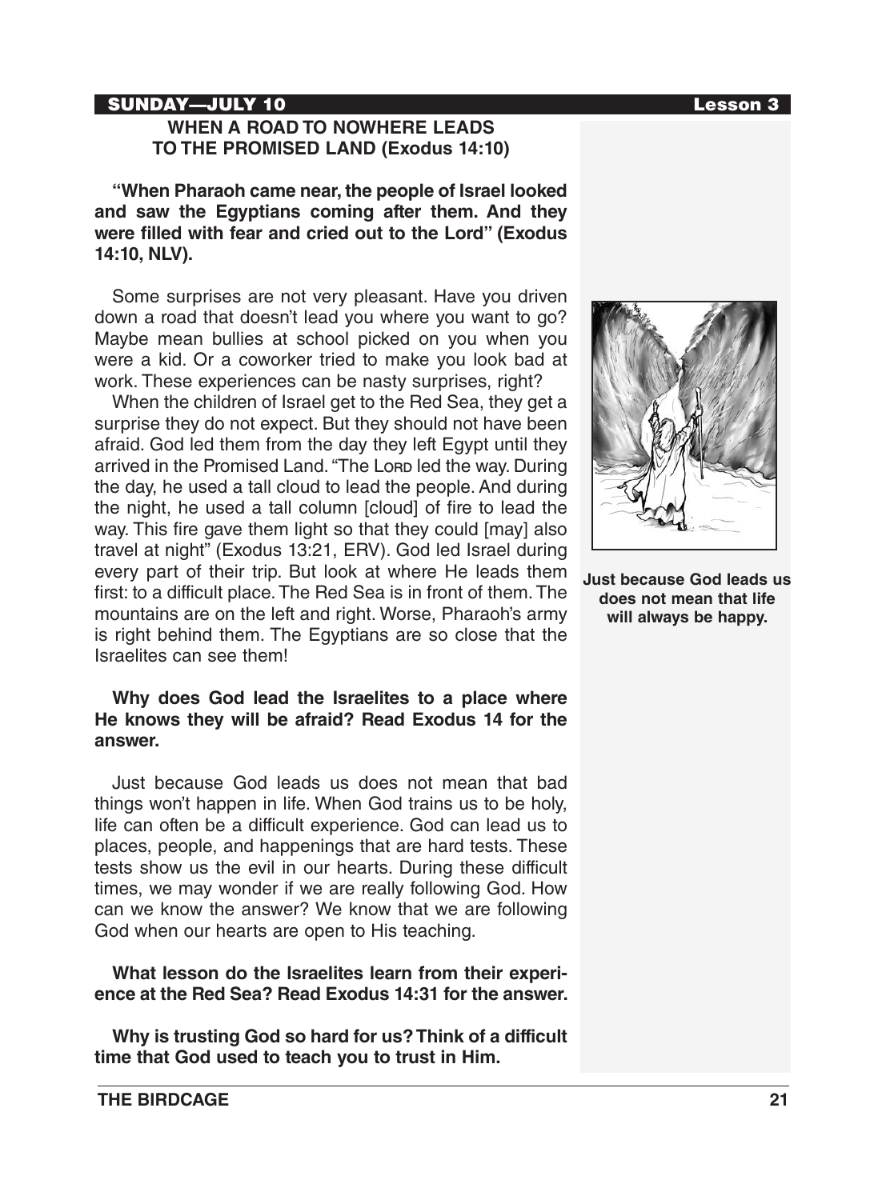**SUNDAY—JULY 10** **Lesson 3**

## WHEN A ROAD TO NOWHERE LEADS TO THE PROMISED LAND (Exodus 14:10)

**"When Pharaoh came near, the people of Israel looked and saw the Egyptians coming after them. And they were filled with fear and cried out to the Lord" (Exodus 14:10, NLV).**

Some surprises are not very pleasant. Have you driven down a road that doesn't lead you where you want to go? Maybe mean bullies at school picked on you when you were a kid. Or a coworker tried to make you look bad at work. These experiences can be nasty surprises, right?

When the children of Israel get to the Red Sea, they get a surprise they do not expect. But they should not have been afraid. God led them from the day they left Egypt until they arrived in the Promised Land. "The Lord led the way. During the day, he used a tall cloud to lead the people. And during the night, he used a tall column [cloud] of fire to lead the way. This fire gave them light so that they could [may] also travel at night" (Exodus 13:21, ERV). God led Israel during every part of their trip. But look at where He leads them first: to a difficult place. The Red Sea is in front of them. The mountains are on the left and right. Worse, Pharaoh's army is right behind them. The Egyptians are so close that the Israelites can see them!

**Just because God leads us does not mean that life will always be happy.**

**Why does God lead the Israelites to a place where He knows they will be afraid? Read Exodus 14 for the answer.**

Just because God leads us does not mean that bad things won't happen in life. When God trains us to be holy, life can often be a difficult experience. God can lead us to places, people, and happenings that are hard tests. These tests show us the evil in our hearts. During these difficult times, we may wonder if we are really following God. How can we know the answer? We know that we are following God when our hearts are open to His teaching.

**What lesson do the Israelites learn from their experience at the Red Sea? Read Exodus 14:31 for the answer.**

**Why is trusting God so hard for us? Think of a difficult time that God used to teach you to trust in Him.**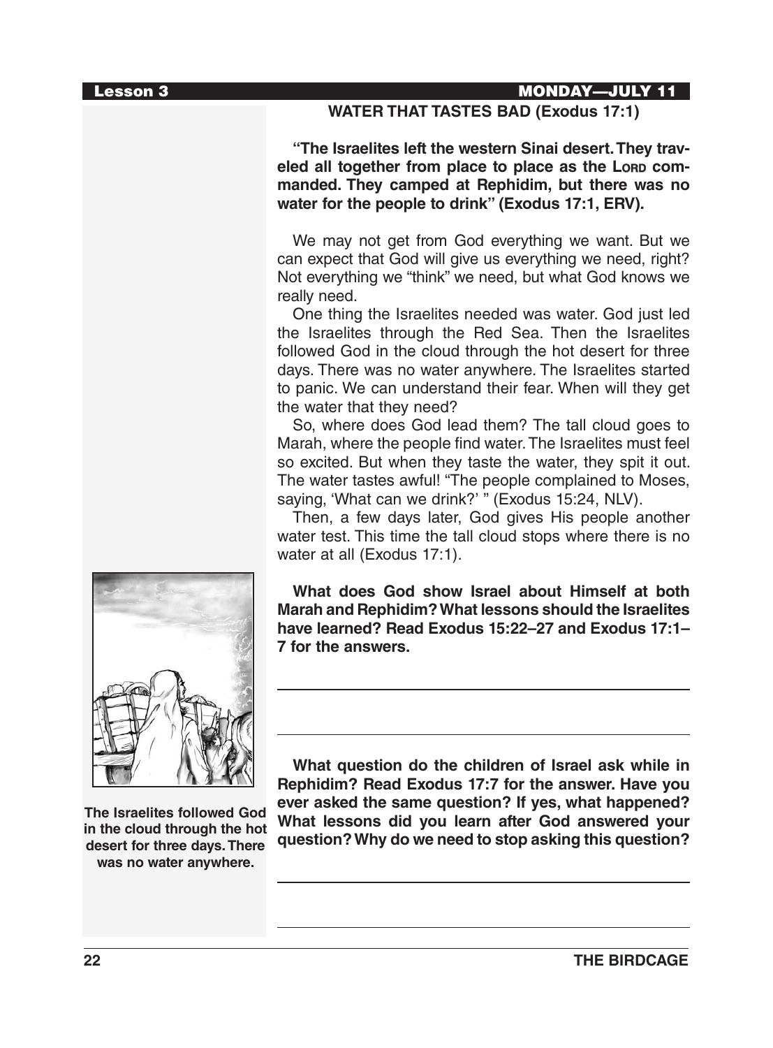## WATER THAT TASTES BAD (Exodus 17:1)

**"The Israelites left the western Sinai desert. They traveled all together from place to place as the LORD commanded. They camped at Rephidim, but there was no water for the people to drink" (Exodus 17:1, ERV).**

We may not get from God everything we want. But we can expect that God will give us everything we need, right? Not everything we "think" we need, but what God knows we really need.

One thing the Israelites needed was water. God just led the Israelites through the Red Sea. Then the Israelites followed God in the cloud through the hot desert for three days. There was no water anywhere. The Israelites started to panic. We can understand their fear. When will they get the water that they need?

So, where does God lead them? The tall cloud goes to Marah, where the people find water. The Israelites must feel so excited. But when they taste the water, they spit it out. The water tastes awful! "The people complained to Moses, saying, 'What can we drink?' " (Exodus 15:24, NLV).

Then, a few days later, God gives His people another water test. This time the tall cloud stops where there is no water at all (Exodus 17:1).

The Israelites followed God in the cloud through the hot desert for three days. There was no water anywhere.

**What does God show Israel about Himself at both Marah and Rephidim? What lessons should the Israelites have learned? Read Exodus 15:22–27 and Exodus 17:1–7 for the answers.**

______________________________________________

______________________________________________

**What question do the children of Israel ask while in Rephidim? Read Exodus 17:7 for the answer. Have you ever asked the same question? If yes, what happened? What lessons did you learn after God answered your question? Why do we need to stop asking this question?**

______________________________________________

______________________________________________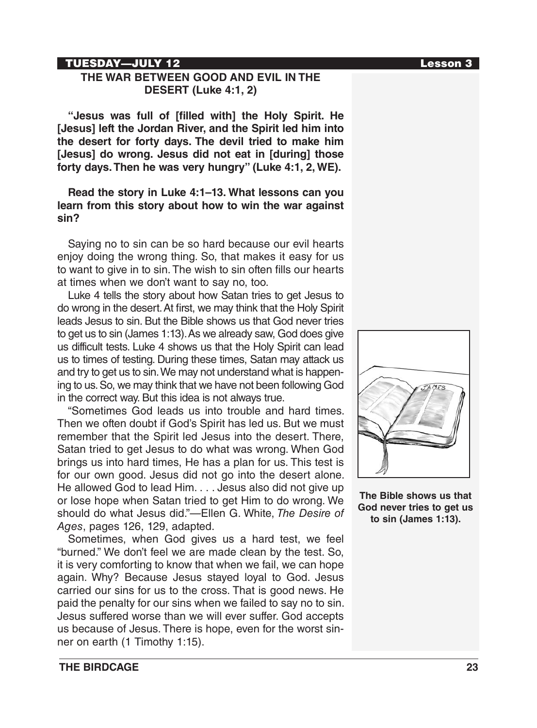## THE WAR BETWEEN GOOD AND EVIL IN THE DESERT (Luke 4:1, 2)

**"Jesus was full of [filled with] the Holy Spirit. He [Jesus] left the Jordan River, and the Spirit led him into the desert for forty days. The devil tried to make him [Jesus] do wrong. Jesus did not eat in [during] those forty days. Then he was very hungry" (Luke 4:1, 2, WE).**

**Read the story in Luke 4:1–13. What lessons can you learn from this story about how to win the war against sin?**

Saying no to sin can be so hard because our evil hearts enjoy doing the wrong thing. So, that makes it easy for us to want to give in to sin. The wish to sin often fills our hearts at times when we don't want to say no, too.

Luke 4 tells the story about how Satan tries to get Jesus to do wrong in the desert. At first, we may think that the Holy Spirit leads Jesus to sin. But the Bible shows us that God never tries to get us to sin (James 1:13). As we already saw, God does give us difficult tests. Luke 4 shows us that the Holy Spirit can lead us to times of testing. During these times, Satan may attack us and try to get us to sin. We may not understand what is happening to us. So, we may think that we have not been following God in the correct way. But this idea is not always true.

"Sometimes God leads us into trouble and hard times. Then we often doubt if God's Spirit has led us. But we must remember that the Spirit led Jesus into the desert. There, Satan tried to get Jesus to do what was wrong. When God brings us into hard times, He has a plan for us. This test is for our own good. Jesus did not go into the desert alone. He allowed God to lead Him. . . . Jesus also did not give up or lose hope when Satan tried to get Him to do wrong. We should do what Jesus did."—Ellen G. White, *The Desire of Ages*, pages 126, 129, adapted.

Sometimes, when God gives us a hard test, we feel "burned." We don't feel we are made clean by the test. So, it is very comforting to know that when we fail, we can hope again. Why? Because Jesus stayed loyal to God. Jesus carried our sins for us to the cross. That is good news. He paid the penalty for our sins when we failed to say no to sin. Jesus suffered worse than we will ever suffer. God accepts us because of Jesus. There is hope, even for the worst sinner on earth (1 Timothy 1:15).

**The Bible shows us that God never tries to get us to sin (James 1:13).**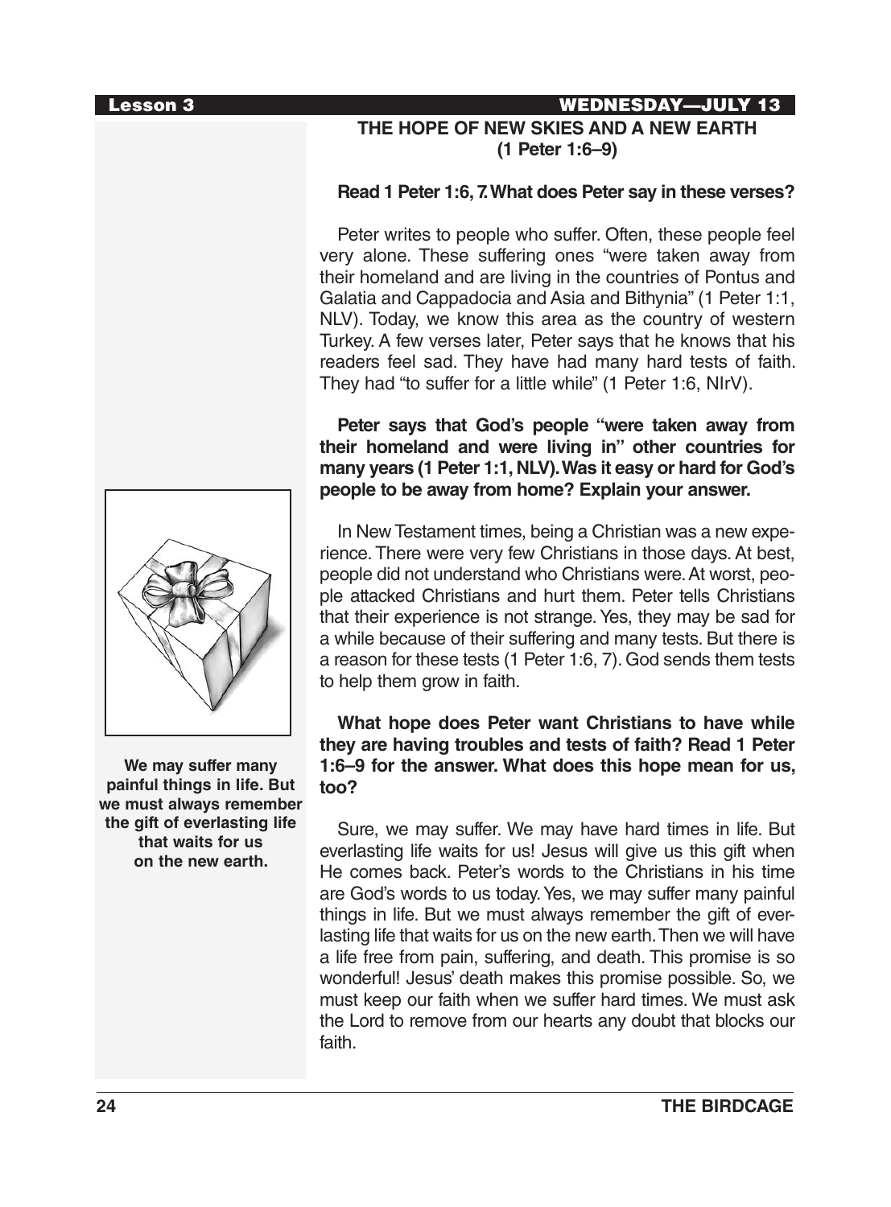## THE HOPE OF NEW SKIES AND A NEW EARTH (1 Peter 1:6–9)

**Read 1 Peter 1:6, 7. What does Peter say in these verses?**

Peter writes to people who suffer. Often, these people feel very alone. These suffering ones "were taken away from their homeland and are living in the countries of Pontus and Galatia and Cappadocia and Asia and Bithynia" (1 Peter 1:1, NLV). Today, we know this area as the country of western Turkey. A few verses later, Peter says that he knows that his readers feel sad. They have had many hard tests of faith. They had "to suffer for a little while" (1 Peter 1:6, NIrV).

**Peter says that God's people "were taken away from their homeland and were living in" other countries for many years (1 Peter 1:1, NLV). Was it easy or hard for God's people to be away from home? Explain your answer.**

In New Testament times, being a Christian was a new experience. There were very few Christians in those days. At best, people did not understand who Christians were. At worst, people attacked Christians and hurt them. Peter tells Christians that their experience is not strange. Yes, they may be sad for a while because of their suffering and many tests. But there is a reason for these tests (1 Peter 1:6, 7). God sends them tests to help them grow in faith.

**We may suffer many painful things in life. But we must always remember the gift of everlasting life that waits for us on the new earth.**

**What hope does Peter want Christians to have while they are having troubles and tests of faith? Read 1 Peter 1:6–9 for the answer. What does this hope mean for us, too?**

Sure, we may suffer. We may have hard times in life. But everlasting life waits for us! Jesus will give us this gift when He comes back. Peter's words to the Christians in his time are God's words to us today. Yes, we may suffer many painful things in life. But we must always remember the gift of everlasting life that waits for us on the new earth. Then we will have a life free from pain, suffering, and death. This promise is so wonderful! Jesus' death makes this promise possible. So, we must keep our faith when we suffer hard times. We must ask the Lord to remove from our hearts any doubt that blocks our faith.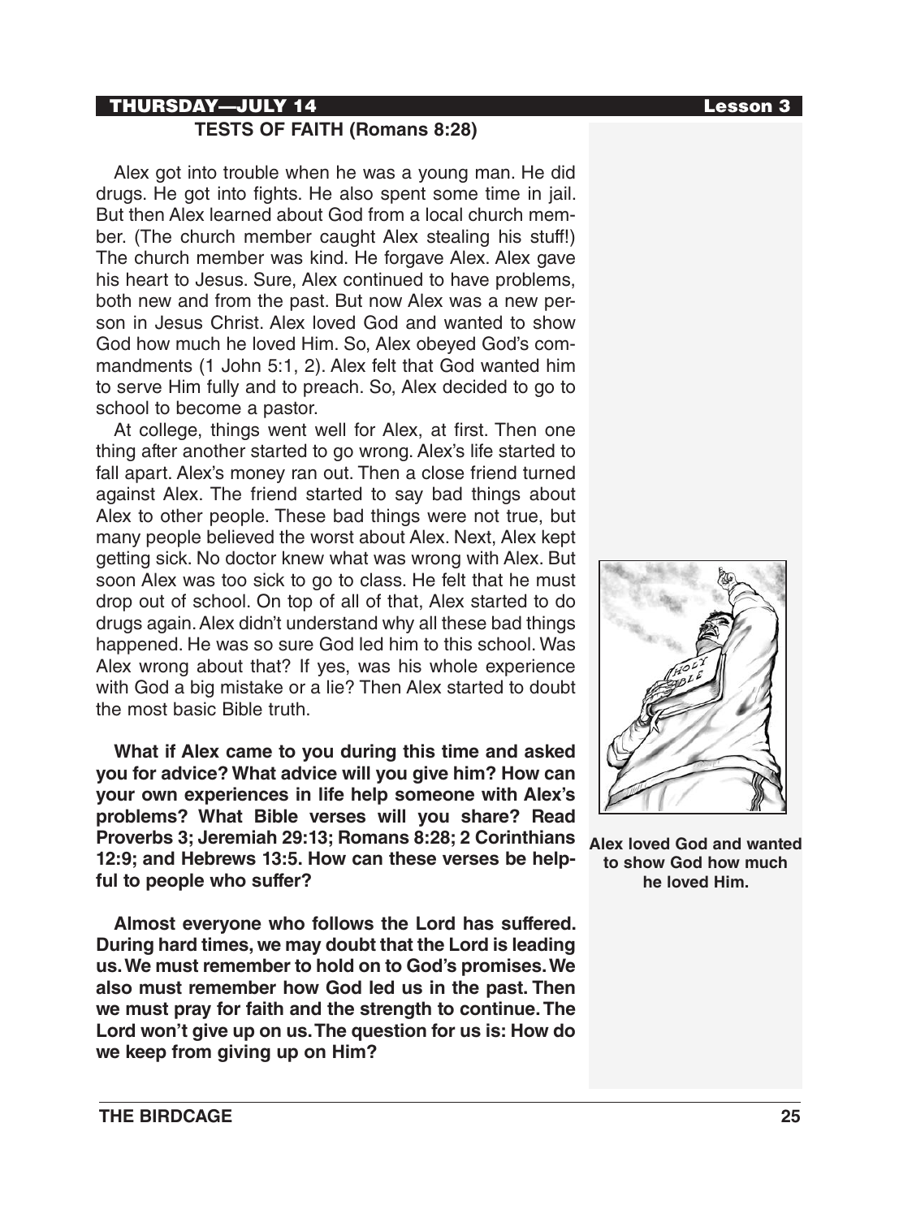**THURSDAY—JULY 14** **Lesson 3**

## TESTS OF FAITH (Romans 8:28)

Alex got into trouble when he was a young man. He did drugs. He got into fights. He also spent some time in jail. But then Alex learned about God from a local church member. (The church member caught Alex stealing his stuff!) The church member was kind. He forgave Alex. Alex gave his heart to Jesus. Sure, Alex continued to have problems, both new and from the past. But now Alex was a new person in Jesus Christ. Alex loved God and wanted to show God how much he loved Him. So, Alex obeyed God's commandments (1 John 5:1, 2). Alex felt that God wanted him to serve Him fully and to preach. So, Alex decided to go to school to become a pastor.

At college, things went well for Alex, at first. Then one thing after another started to go wrong. Alex's life started to fall apart. Alex's money ran out. Then a close friend turned against Alex. The friend started to say bad things about Alex to other people. These bad things were not true, but many people believed the worst about Alex. Next, Alex kept getting sick. No doctor knew what was wrong with Alex. But soon Alex was too sick to go to class. He felt that he must drop out of school. On top of all of that, Alex started to do drugs again. Alex didn't understand why all these bad things happened. He was so sure God led him to this school. Was Alex wrong about that? If yes, was his whole experience with God a big mistake or a lie? Then Alex started to doubt the most basic Bible truth.

**What if Alex came to you during this time and asked you for advice? What advice will you give him? How can your own experiences in life help someone with Alex's problems? What Bible verses will you share? Read Proverbs 3; Jeremiah 29:13; Romans 8:28; 2 Corinthians 12:9; and Hebrews 13:5. How can these verses be helpful to people who suffer?**

**Almost everyone who follows the Lord has suffered. During hard times, we may doubt that the Lord is leading us. We must remember to hold on to God's promises. We also must remember how God led us in the past. Then we must pray for faith and the strength to continue. The Lord won't give up on us. The question for us is: How do we keep from giving up on Him?**

**Alex loved God and wanted to show God how much he loved Him.**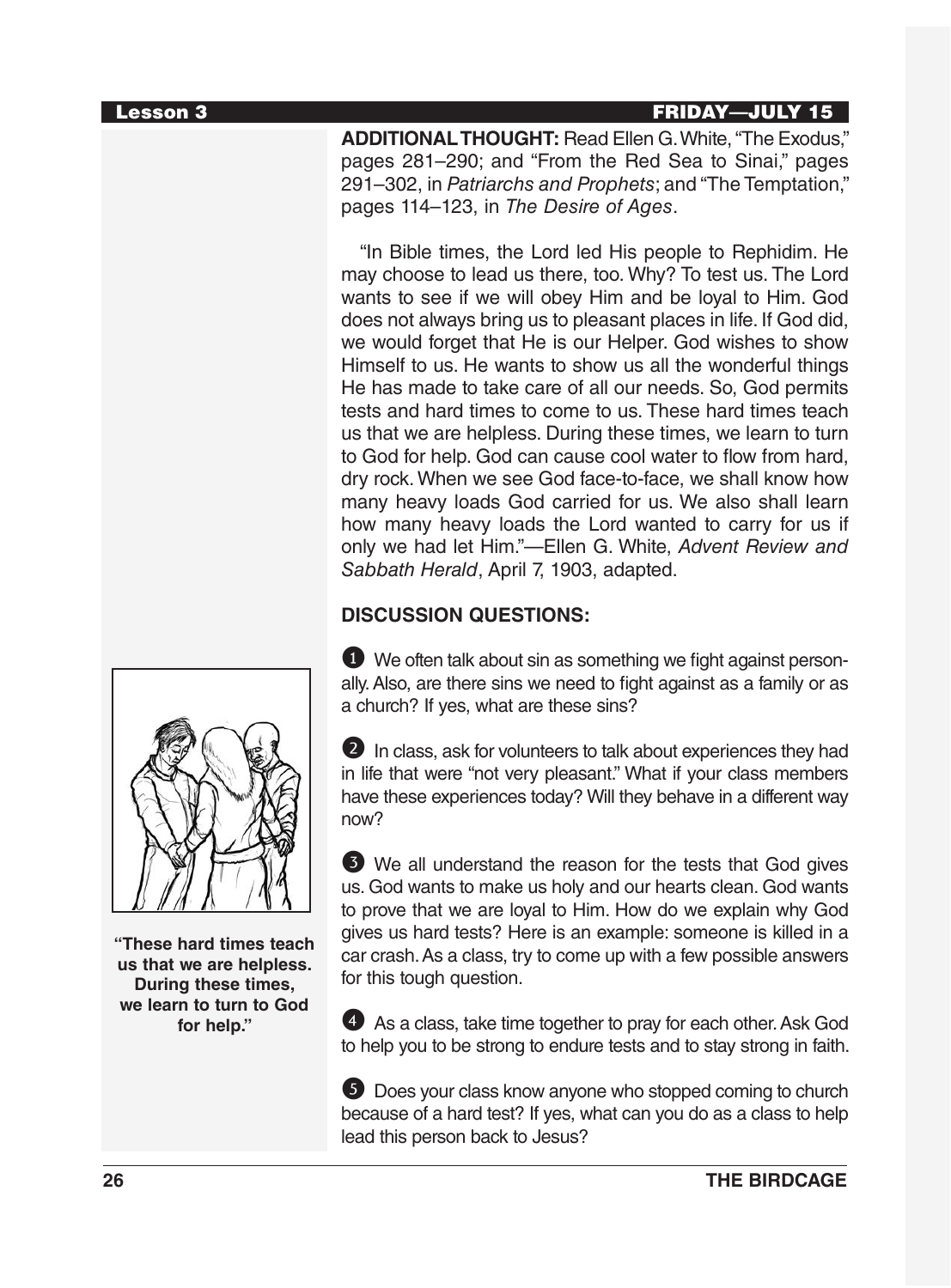**ADDITIONAL THOUGHT:** Read Ellen G. White, "The Exodus," pages 281–290; and "From the Red Sea to Sinai," pages 291–302, in *Patriarchs and Prophets*; and "The Temptation," pages 114–123, in *The Desire of Ages*.

"In Bible times, the Lord led His people to Rephidim. He may choose to lead us there, too. Why? To test us. The Lord wants to see if we will obey Him and be loyal to Him. God does not always bring us to pleasant places in life. If God did, we would forget that He is our Helper. God wishes to show Himself to us. He wants to show us all the wonderful things He has made to take care of all our needs. So, God permits tests and hard times to come to us. These hard times teach us that we are helpless. During these times, we learn to turn to God for help. God can cause cool water to flow from hard, dry rock. When we see God face-to-face, we shall know how many heavy loads God carried for us. We also shall learn how many heavy loads the Lord wanted to carry for us if only we had let Him."—Ellen G. White, *Advent Review and Sabbath Herald*, April 7, 1903, adapted.

**"These hard times teach us that we are helpless. During these times, we learn to turn to God for help."**

**DISCUSSION QUESTIONS:**

1. We often talk about sin as something we fight against personally. Also, are there sins we need to fight against as a family or as a church? If yes, what are these sins?

2. In class, ask for volunteers to talk about experiences they had in life that were "not very pleasant." What if your class members have these experiences today? Will they behave in a different way now?

3. We all understand the reason for the tests that God gives us. God wants to make us holy and our hearts clean. God wants to prove that we are loyal to Him. How do we explain why God gives us hard tests? Here is an example: someone is killed in a car crash. As a class, try to come up with a few possible answers for this tough question.

4. As a class, take time together to pray for each other. Ask God to help you to be strong to endure tests and to stay strong in faith.

5. Does your class know anyone who stopped coming to church because of a hard test? If yes, what can you do as a class to help lead this person back to Jesus?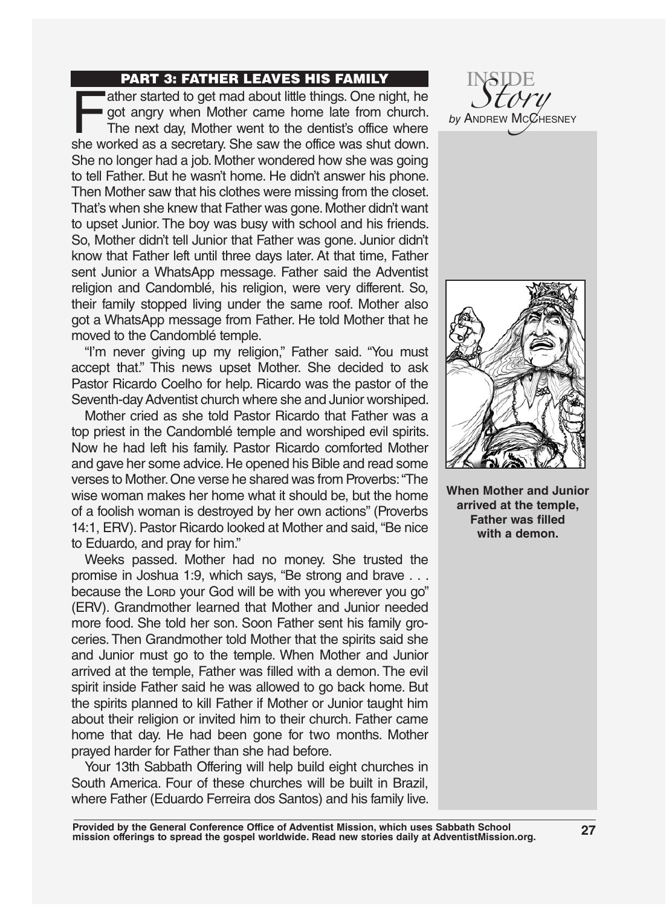## PART 3: FATHER LEAVES HIS FAMILY

**INSIDE *Story*** by ANDREW MCCHESNEY

Father started to get mad about little things. One night, he got angry when Mother came home late from church. The next day, Mother went to the dentist's office where she worked as a secretary. She saw the office was shut down. She no longer had a job. Mother wondered how she was going to tell Father. But he wasn't home. He didn't answer his phone. Then Mother saw that his clothes were missing from the closet. That's when she knew that Father was gone. Mother didn't want to upset Junior. The boy was busy with school and his friends. So, Mother didn't tell Junior that Father was gone. Junior didn't know that Father left until three days later. At that time, Father sent Junior a WhatsApp message. Father said the Adventist religion and Candomblé, his religion, were very different. So, their family stopped living under the same roof. Mother also got a WhatsApp message from Father. He told Mother that he moved to the Candomblé temple.

"I'm never giving up my religion," Father said. "You must accept that." This news upset Mother. She decided to ask Pastor Ricardo Coelho for help. Ricardo was the pastor of the Seventh-day Adventist church where she and Junior worshiped.

Mother cried as she told Pastor Ricardo that Father was a top priest in the Candomblé temple and worshiped evil spirits. Now he had left his family. Pastor Ricardo comforted Mother and gave her some advice. He opened his Bible and read some verses to Mother. One verse he shared was from Proverbs: "The wise woman makes her home what it should be, but the home of a foolish woman is destroyed by her own actions" (Proverbs 14:1, ERV). Pastor Ricardo looked at Mother and said, "Be nice to Eduardo, and pray for him."

Weeks passed. Mother had no money. She trusted the promise in Joshua 1:9, which says, "Be strong and brave . . . because the LORD your God will be with you wherever you go" (ERV). Grandmother learned that Mother and Junior needed more food. She told her son. Soon Father sent his family groceries. Then Grandmother told Mother that the spirits said she and Junior must go to the temple. When Mother and Junior arrived at the temple, Father was filled with a demon. The evil spirit inside Father said he was allowed to go back home. But the spirits planned to kill Father if Mother or Junior taught him about their religion or invited him to their church. Father came home that day. He had been gone for two months. Mother prayed harder for Father than she had before.

Your 13th Sabbath Offering will help build eight churches in South America. Four of these churches will be built in Brazil, where Father (Eduardo Ferreira dos Santos) and his family live.

**When Mother and Junior arrived at the temple, Father was filled with a demon.**

**Provided by the General Conference Office of Adventist Mission, which uses Sabbath School mission offerings to spread the gospel worldwide. Read new stories daily at AdventistMission.org.**